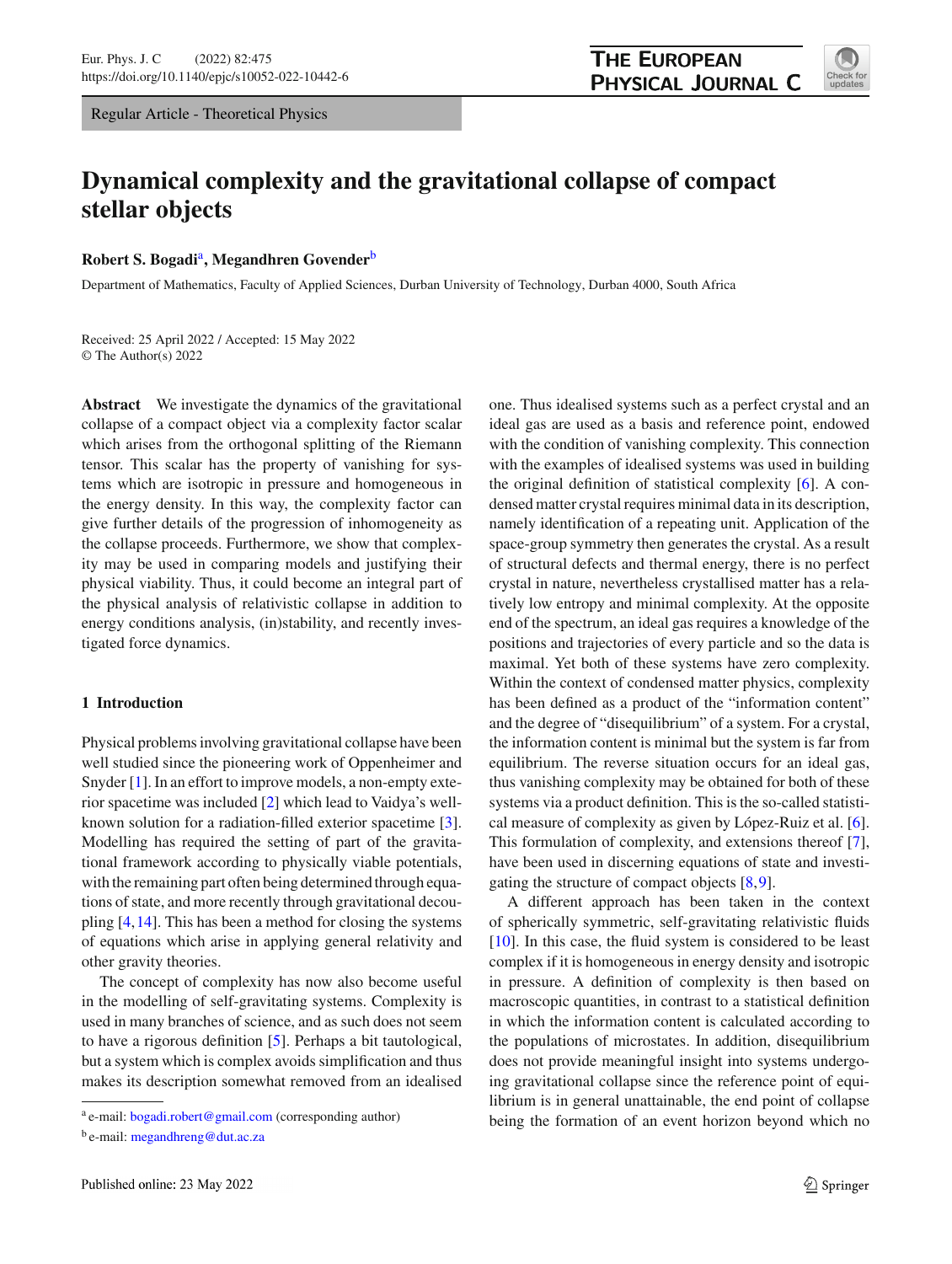Regular Article - Theoretical Physics

# Dynamical complexity and the gravitational collapse of compact stellar objects

**Robert S. Bogadi**[a], **Megandhren Govender**[b]

Department of Mathematics, Faculty of Applied Sciences, Durban University of Technology, Durban 4000, South Africa

Received: 25 April 2022 / Accepted: 15 May 2022
© The Author(s) 2022

**Abstract** We investigate the dynamics of the gravitational collapse of a compact object via a complexity factor scalar which arises from the orthogonal splitting of the Riemann tensor. This scalar has the property of vanishing for systems which are isotropic in pressure and homogeneous in the energy density. In this way, the complexity factor can give further details of the progression of inhomogeneity as the collapse proceeds. Furthermore, we show that complexity may be used in comparing models and justifying their physical viability. Thus, it could become an integral part of the physical analysis of relativistic collapse in addition to energy conditions analysis, (in)stability, and recently investigated force dynamics.

## 1 Introduction

Physical problems involving gravitational collapse have been well studied since the pioneering work of Oppenheimer and Snyder [1]. In an effort to improve models, a non-empty exterior spacetime was included [2] which lead to Vaidya's well-known solution for a radiation-filled exterior spacetime [3]. Modelling has required the setting of part of the gravitational framework according to physically viable potentials, with the remaining part often being determined through equations of state, and more recently through gravitational decoupling [4,14]. This has been a method for closing the systems of equations which arise in applying general relativity and other gravity theories.

The concept of complexity has now also become useful in the modelling of self-gravitating systems. Complexity is used in many branches of science, and as such does not seem to have a rigorous definition [5]. Perhaps a bit tautological, but a system which is complex avoids simplification and thus makes its description somewhat removed from an idealised one. Thus idealised systems such as a perfect crystal and an ideal gas are used as a basis and reference point, endowed with the condition of vanishing complexity. This connection with the examples of idealised systems was used in building the original definition of statistical complexity [6]. A condensed matter crystal requires minimal data in its description, namely identification of a repeating unit. Application of the space-group symmetry then generates the crystal. As a result of structural defects and thermal energy, there is no perfect crystal in nature, nevertheless crystallised matter has a relatively low entropy and minimal complexity. At the opposite end of the spectrum, an ideal gas requires a knowledge of the positions and trajectories of every particle and so the data is maximal. Yet both of these systems have zero complexity. Within the context of condensed matter physics, complexity has been defined as a product of the "information content" and the degree of "disequilibrium" of a system. For a crystal, the information content is minimal but the system is far from equilibrium. The reverse situation occurs for an ideal gas, thus vanishing complexity may be obtained for both of these systems via a product definition. This is the so-called statistical measure of complexity as given by López-Ruiz et al. [6]. This formulation of complexity, and extensions thereof [7], have been used in discerning equations of state and investigating the structure of compact objects [8,9].

A different approach has been taken in the context of spherically symmetric, self-gravitating relativistic fluids [10]. In this case, the fluid system is considered to be least complex if it is homogeneous in energy density and isotropic in pressure. A definition of complexity is then based on macroscopic quantities, in contrast to a statistical definition in which the information content is calculated according to the populations of microstates. In addition, disequilibrium does not provide meaningful insight into systems undergoing gravitational collapse since the reference point of equilibrium is in general unattainable, the end point of collapse being the formation of an event horizon beyond which no

[a] e-mail: bogadi.robert@gmail.com (corresponding author)
[b] e-mail: megandhreng@dut.ac.za

Published online: 23 May 2022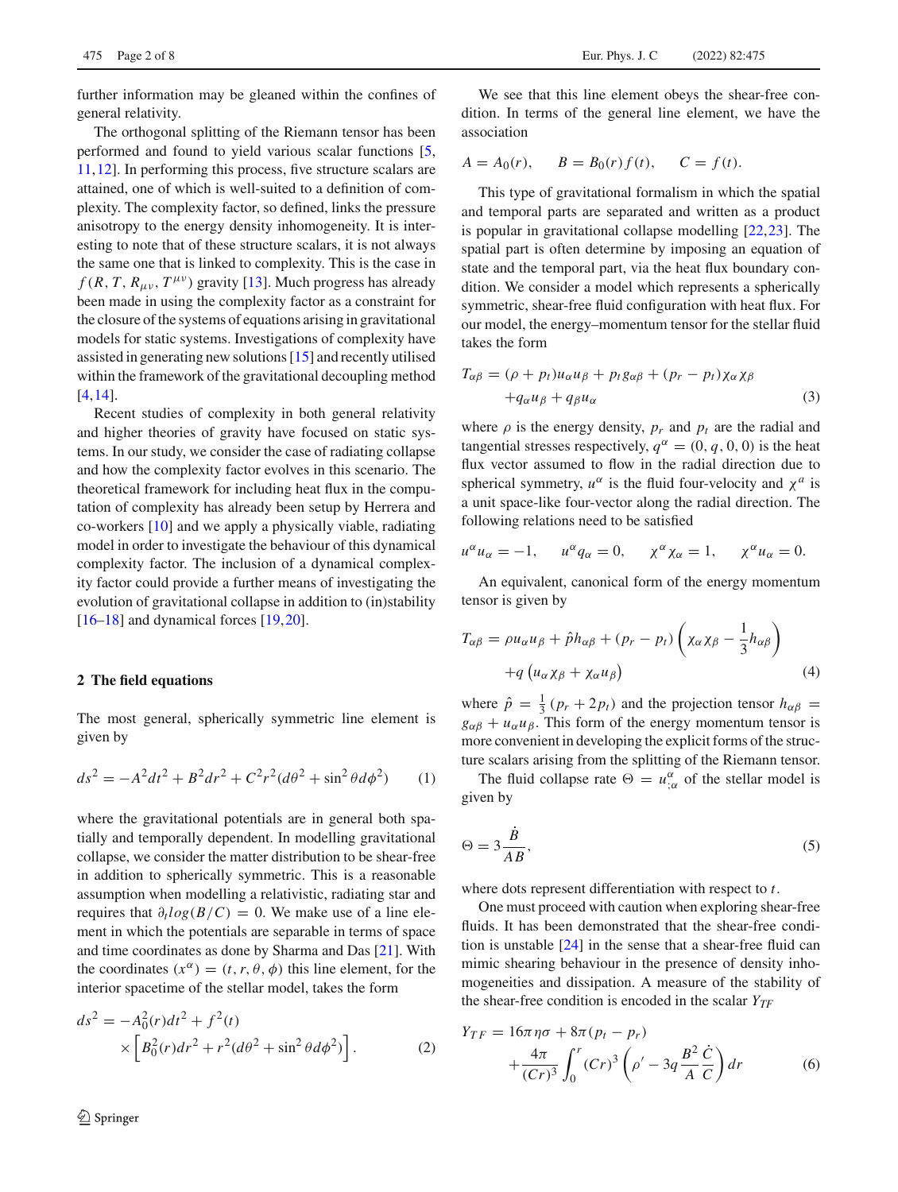further information may be gleaned within the confines of general relativity.

The orthogonal splitting of the Riemann tensor has been performed and found to yield various scalar functions [5, 11, 12]. In performing this process, five structure scalars are attained, one of which is well-suited to a definition of complexity. The complexity factor, so defined, links the pressure anisotropy to the energy density inhomogeneity. It is interesting to note that of these structure scalars, it is not always the same one that is linked to complexity. This is the case in $f(R, T, R_{\mu\nu}, T^{\mu\nu})$ gravity [13]. Much progress has already been made in using the complexity factor as a constraint for the closure of the systems of equations arising in gravitational models for static systems. Investigations of complexity have assisted in generating new solutions [15] and recently utilised within the framework of the gravitational decoupling method [4, 14].

Recent studies of complexity in both general relativity and higher theories of gravity have focused on static systems. In our study, we consider the case of radiating collapse and how the complexity factor evolves in this scenario. The theoretical framework for including heat flux in the computation of complexity has already been setup by Herrera and co-workers [10] and we apply a physically viable, radiating model in order to investigate the behaviour of this dynamical complexity factor. The inclusion of a dynamical complexity factor could provide a further means of investigating the evolution of gravitational collapse in addition to (in)stability [16–18] and dynamical forces [19, 20].

## 2 The field equations

The most general, spherically symmetric line element is given by

$$ds^2 = -A^2 dt^2 + B^2 dr^2 + C^2 r^2 (d\theta^2 + \sin^2\theta d\phi^2) \quad (1)$$

where the gravitational potentials are in general both spatially and temporally dependent. In modelling gravitational collapse, we consider the matter distribution to be shear-free in addition to spherically symmetric. This is a reasonable assumption when modelling a relativistic, radiating star and requires that $\partial_t log(B/C) = 0$. We make use of a line element in which the potentials are separable in terms of space and time coordinates as done by Sharma and Das [21]. With the coordinates $(x^\alpha) = (t, r, \theta, \phi)$ this line element, for the interior spacetime of the stellar model, takes the form

$$ds^2 = -A_0^2(r)dt^2 + f^2(t) \times \left[B_0^2(r)dr^2 + r^2(d\theta^2 + \sin^2\theta d\phi^2)\right]. \quad (2)$$

We see that this line element obeys the shear-free condition. In terms of the general line element, we have the association

$$A = A_0(r), \qquad B = B_0(r) f(t), \qquad C = f(t).$$

This type of gravitational formalism in which the spatial and temporal parts are separated and written as a product is popular in gravitational collapse modelling [22, 23]. The spatial part is often determine by imposing an equation of state and the temporal part, via the heat flux boundary condition. We consider a model which represents a spherically symmetric, shear-free fluid configuration with heat flux. For our model, the energy–momentum tensor for the stellar fluid takes the form

$$T_{\alpha\beta} = (\rho + p_t)u_\alpha u_\beta + p_t g_{\alpha\beta} + (p_r - p_t)\chi_\alpha \chi_\beta + q_\alpha u_\beta + q_\beta u_\alpha \quad (3)$$

where $\rho$ is the energy density, $p_r$ and $p_t$ are the radial and tangential stresses respectively, $q^\alpha = (0, q, 0, 0)$ is the heat flux vector assumed to flow in the radial direction due to spherical symmetry, $u^\alpha$ is the fluid four-velocity and $\chi^a$ is a unit space-like four-vector along the radial direction. The following relations need to be satisfied

$$u^\alpha u_\alpha = -1, \qquad u^\alpha q_\alpha = 0, \qquad \chi^\alpha \chi_\alpha = 1, \qquad \chi^\alpha u_\alpha = 0.$$

An equivalent, canonical form of the energy momentum tensor is given by

$$T_{\alpha\beta} = \rho u_\alpha u_\beta + \hat{p} h_{\alpha\beta} + (p_r - p_t)\left(\chi_\alpha \chi_\beta - \frac{1}{3} h_{\alpha\beta}\right) + q\left(u_\alpha \chi_\beta + \chi_\alpha u_\beta\right) \quad (4)$$

where $\hat{p} = \frac{1}{3}(p_r + 2p_t)$ and the projection tensor $h_{\alpha\beta} = g_{\alpha\beta} + u_\alpha u_\beta$. This form of the energy momentum tensor is more convenient in developing the explicit forms of the structure scalars arising from the splitting of the Riemann tensor.

The fluid collapse rate $\Theta = u^\alpha_{;\alpha}$ of the stellar model is given by

$$\Theta = 3\frac{\dot{B}}{AB}, \quad (5)$$

where dots represent differentiation with respect to $t$.

One must proceed with caution when exploring shear-free fluids. It has been demonstrated that the shear-free condition is unstable [24] in the sense that a shear-free fluid can mimic shearing behaviour in the presence of density inhomogeneities and dissipation. A measure of the stability of the shear-free condition is encoded in the scalar $Y_{TF}$

$$Y_{TF} = 16\pi\eta\sigma + 8\pi(p_t - p_r) + \frac{4\pi}{(Cr)^3}\int_0^r (Cr)^3\left(\rho' - 3q\frac{B^2}{A}\frac{\dot{C}}{C}\right)dr \quad (6)$$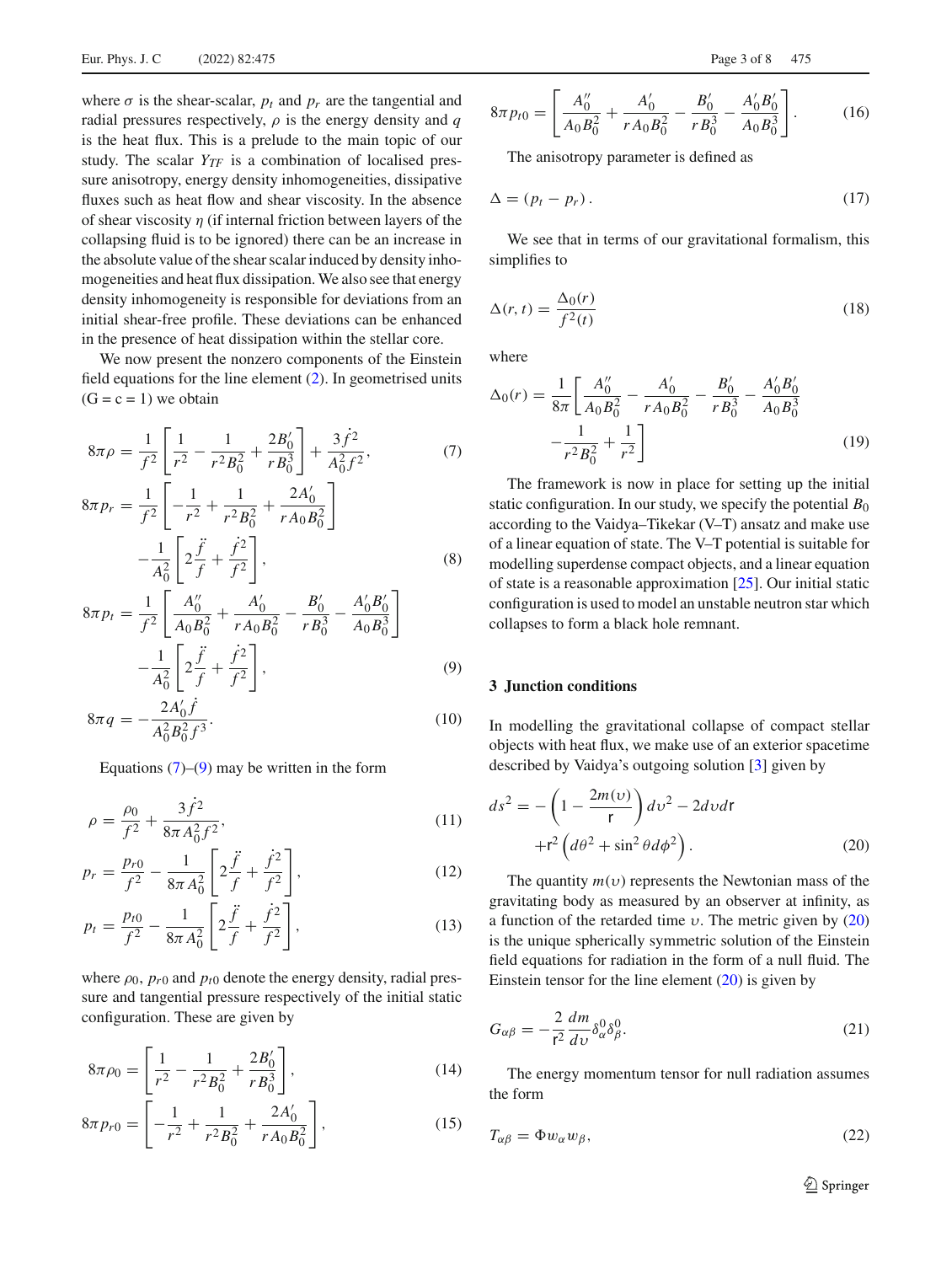where $\sigma$ is the shear-scalar, $p_t$ and $p_r$ are the tangential and radial pressures respectively, $\rho$ is the energy density and $q$ is the heat flux. This is a prelude to the main topic of our study. The scalar $Y_{TF}$ is a combination of localised pressure anisotropy, energy density inhomogeneities, dissipative fluxes such as heat flow and shear viscosity. In the absence of shear viscosity $\eta$ (if internal friction between layers of the collapsing fluid is to be ignored) there can be an increase in the absolute value of the shear scalar induced by density inhomogeneities and heat flux dissipation. We also see that energy density inhomogeneity is responsible for deviations from an initial shear-free profile. These deviations can be enhanced in the presence of heat dissipation within the stellar core.

We now present the nonzero components of the Einstein field equations for the line element (2). In geometrised units (G = c = 1) we obtain

$$8\pi\rho = \frac{1}{f^2}\left[\frac{1}{r^2} - \frac{1}{r^2B_0^2} + \frac{2B_0'}{rB_0^3}\right] + \frac{3\dot{f}^2}{A_0^2f^2}, \tag{7}$$

$$8\pi p_r = \frac{1}{f^2}\left[-\frac{1}{r^2} + \frac{1}{r^2B_0^2} + \frac{2A_0'}{rA_0B_0^2}\right] - \frac{1}{A_0^2}\left[2\frac{\ddot{f}}{f} + \frac{\dot{f}^2}{f^2}\right], \tag{8}$$

$$8\pi p_t = \frac{1}{f^2}\left[\frac{A_0''}{A_0B_0^2} + \frac{A_0'}{rA_0B_0^2} - \frac{B_0'}{rB_0^3} - \frac{A_0'B_0'}{A_0B_0^3}\right] - \frac{1}{A_0^2}\left[2\frac{\ddot{f}}{f} + \frac{\dot{f}^2}{f^2}\right], \tag{9}$$

$$8\pi q = -\frac{2A_0'\dot{f}}{A_0^2B_0^2f^3}. \tag{10}$$

Equations (7)–(9) may be written in the form

$$\rho = \frac{\rho_0}{f^2} + \frac{3\dot{f}^2}{8\pi A_0^2f^2}, \tag{11}$$

$$p_r = \frac{p_{r0}}{f^2} - \frac{1}{8\pi A_0^2}\left[2\frac{\ddot{f}}{f} + \frac{\dot{f}^2}{f^2}\right], \tag{12}$$

$$p_t = \frac{p_{t0}}{f^2} - \frac{1}{8\pi A_0^2}\left[2\frac{\ddot{f}}{f} + \frac{\dot{f}^2}{f^2}\right], \tag{13}$$

where $\rho_0$, $p_{r0}$ and $p_{t0}$ denote the energy density, radial pressure and tangential pressure respectively of the initial static configuration. These are given by

$$8\pi\rho_0 = \left[\frac{1}{r^2} - \frac{1}{r^2B_0^2} + \frac{2B_0'}{rB_0^3}\right], \tag{14}$$

$$8\pi p_{r0} = \left[-\frac{1}{r^2} + \frac{1}{r^2B_0^2} + \frac{2A_0'}{rA_0B_0^2}\right], \tag{15}$$

$$8\pi p_{t0} = \left[\frac{A_0''}{A_0B_0^2} + \frac{A_0'}{rA_0B_0^2} - \frac{B_0'}{rB_0^3} - \frac{A_0'B_0'}{A_0B_0^3}\right]. \tag{16}$$

The anisotropy parameter is defined as

$$\Delta = (p_t - p_r). \tag{17}$$

We see that in terms of our gravitational formalism, this simplifies to

$$\Delta(r,t) = \frac{\Delta_0(r)}{f^2(t)} \tag{18}$$

where

$$\Delta_0(r) = \frac{1}{8\pi}\left[\frac{A_0''}{A_0B_0^2} - \frac{A_0'}{rA_0B_0^2} - \frac{B_0'}{rB_0^3} - \frac{A_0'B_0'}{A_0B_0^3} - \frac{1}{r^2B_0^2} + \frac{1}{r^2}\right] \tag{19}$$

The framework is now in place for setting up the initial static configuration. In our study, we specify the potential $B_0$ according to the Vaidya–Tikekar (V–T) ansatz and make use of a linear equation of state. The V–T potential is suitable for modelling superdense compact objects, and a linear equation of state is a reasonable approximation [25]. Our initial static configuration is used to model an unstable neutron star which collapses to form a black hole remnant.

## 3 Junction conditions

In modelling the gravitational collapse of compact stellar objects with heat flux, we make use of an exterior spacetime described by Vaidya's outgoing solution [3] given by

$$ds^2 = -\left(1 - \frac{2m(\upsilon)}{\mathsf{r}}\right)d\upsilon^2 - 2d\upsilon d\mathsf{r} + \mathsf{r}^2\left(d\theta^2 + \sin^2\theta d\phi^2\right). \tag{20}$$

The quantity $m(\upsilon)$ represents the Newtonian mass of the gravitating body as measured by an observer at infinity, as a function of the retarded time $\upsilon$. The metric given by (20) is the unique spherically symmetric solution of the Einstein field equations for radiation in the form of a null fluid. The Einstein tensor for the line element (20) is given by

$$G_{\alpha\beta} = -\frac{2}{\mathsf{r}^2}\frac{dm}{d\upsilon}\delta_\alpha^0\delta_\beta^0. \tag{21}$$

The energy momentum tensor for null radiation assumes the form

$$T_{\alpha\beta} = \Phi w_\alpha w_\beta, \tag{22}$$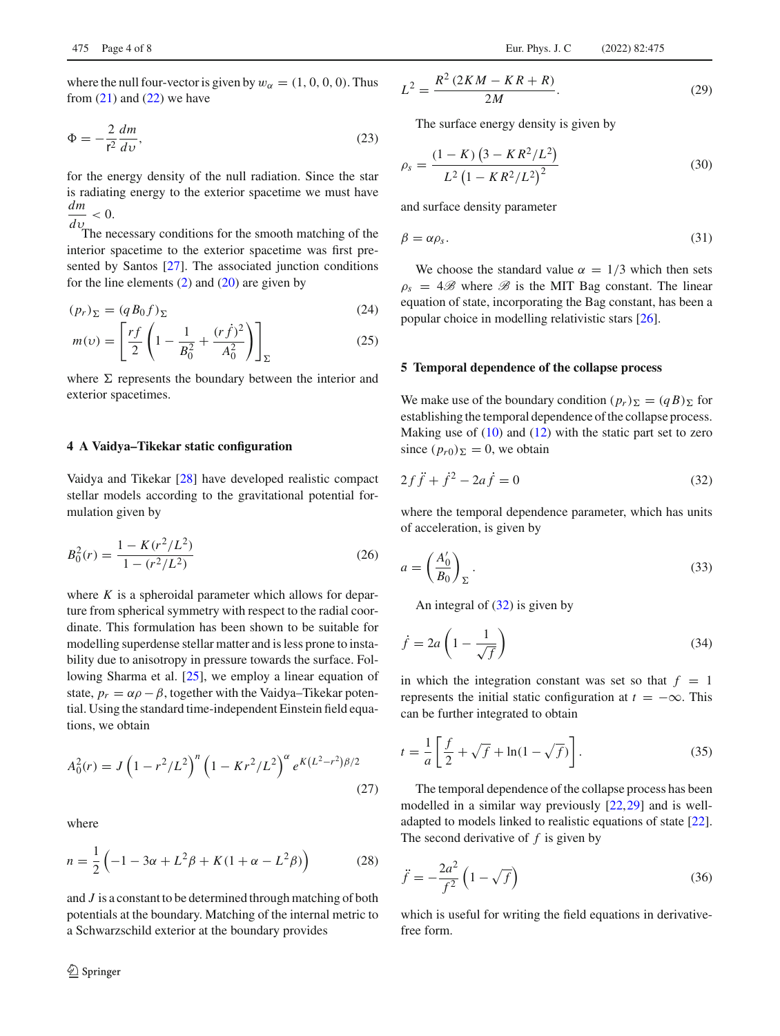where the null four-vector is given by $w_\alpha = (1, 0, 0, 0)$. Thus from (21) and (22) we have

$$\Phi = -\frac{2}{\mathrm{r}^2}\frac{dm}{d\upsilon}, \tag{23}$$

for the energy density of the null radiation. Since the star is radiating energy to the exterior spacetime we must have $\frac{dm}{d\upsilon} < 0$.

The necessary conditions for the smooth matching of the interior spacetime to the exterior spacetime was first presented by Santos [27]. The associated junction conditions for the line elements (2) and (20) are given by

$$(p_r)_\Sigma = (qB_0 f)_\Sigma \tag{24}$$

$$m(\upsilon) = \left[\frac{rf}{2}\left(1 - \frac{1}{B_0^2} + \frac{(r\dot{f})^2}{A_0^2}\right)\right]_\Sigma \tag{25}$$

where $\Sigma$ represents the boundary between the interior and exterior spacetimes.

## 4 A Vaidya–Tikekar static configuration

Vaidya and Tikekar [28] have developed realistic compact stellar models according to the gravitational potential formulation given by

$$B_0^2(r) = \frac{1 - K(r^2/L^2)}{1 - (r^2/L^2)} \tag{26}$$

where $K$ is a spheroidal parameter which allows for departure from spherical symmetry with respect to the radial coordinate. This formulation has been shown to be suitable for modelling superdense stellar matter and is less prone to instability due to anisotropy in pressure towards the surface. Following Sharma et al. [25], we employ a linear equation of state, $p_r = \alpha\rho - \beta$, together with the Vaidya–Tikekar potential. Using the standard time-independent Einstein field equations, we obtain

$$A_0^2(r) = J\left(1 - r^2/L^2\right)^n \left(1 - Kr^2/L^2\right)^\alpha e^{K(L^2 - r^2)\beta/2} \tag{27}$$

where

$$n = \frac{1}{2}\left(-1 - 3\alpha + L^2\beta + K(1 + \alpha - L^2\beta)\right) \tag{28}$$

and $J$ is a constant to be determined through matching of both potentials at the boundary. Matching of the internal metric to a Schwarzschild exterior at the boundary provides

$$L^2 = \frac{R^2\left(2KM - KR + R\right)}{2M}. \tag{29}$$

The surface energy density is given by

$$\rho_s = \frac{(1-K)\left(3 - KR^2/L^2\right)}{L^2\left(1 - KR^2/L^2\right)^2} \tag{30}$$

and surface density parameter

$$\beta = \alpha\rho_s. \tag{31}$$

We choose the standard value $\alpha = 1/3$ which then sets $\rho_s = 4\mathscr{B}$ where $\mathscr{B}$ is the MIT Bag constant. The linear equation of state, incorporating the Bag constant, has been a popular choice in modelling relativistic stars [26].

## 5 Temporal dependence of the collapse process

We make use of the boundary condition $(p_r)_\Sigma = (qB)_\Sigma$ for establishing the temporal dependence of the collapse process. Making use of (10) and (12) with the static part set to zero since $(p_{r0})_\Sigma = 0$, we obtain

$$2f\ddot{f} + \dot{f}^2 - 2a\dot{f} = 0 \tag{32}$$

where the temporal dependence parameter, which has units of acceleration, is given by

$$a = \left(\frac{A_0'}{B_0}\right)_\Sigma. \tag{33}$$

An integral of (32) is given by

$$\dot{f} = 2a\left(1 - \frac{1}{\sqrt{f}}\right) \tag{34}$$

in which the integration constant was set so that $f = 1$ represents the initial static configuration at $t = -\infty$. This can be further integrated to obtain

$$t = \frac{1}{a}\left[\frac{f}{2} + \sqrt{f} + \ln(1 - \sqrt{f})\right]. \tag{35}$$

The temporal dependence of the collapse process has been modelled in a similar way previously [22,29] and is well-adapted to models linked to realistic equations of state [22]. The second derivative of $f$ is given by

$$\ddot{f} = -\frac{2a^2}{f^2}\left(1 - \sqrt{f}\right) \tag{36}$$

which is useful for writing the field equations in derivative-free form.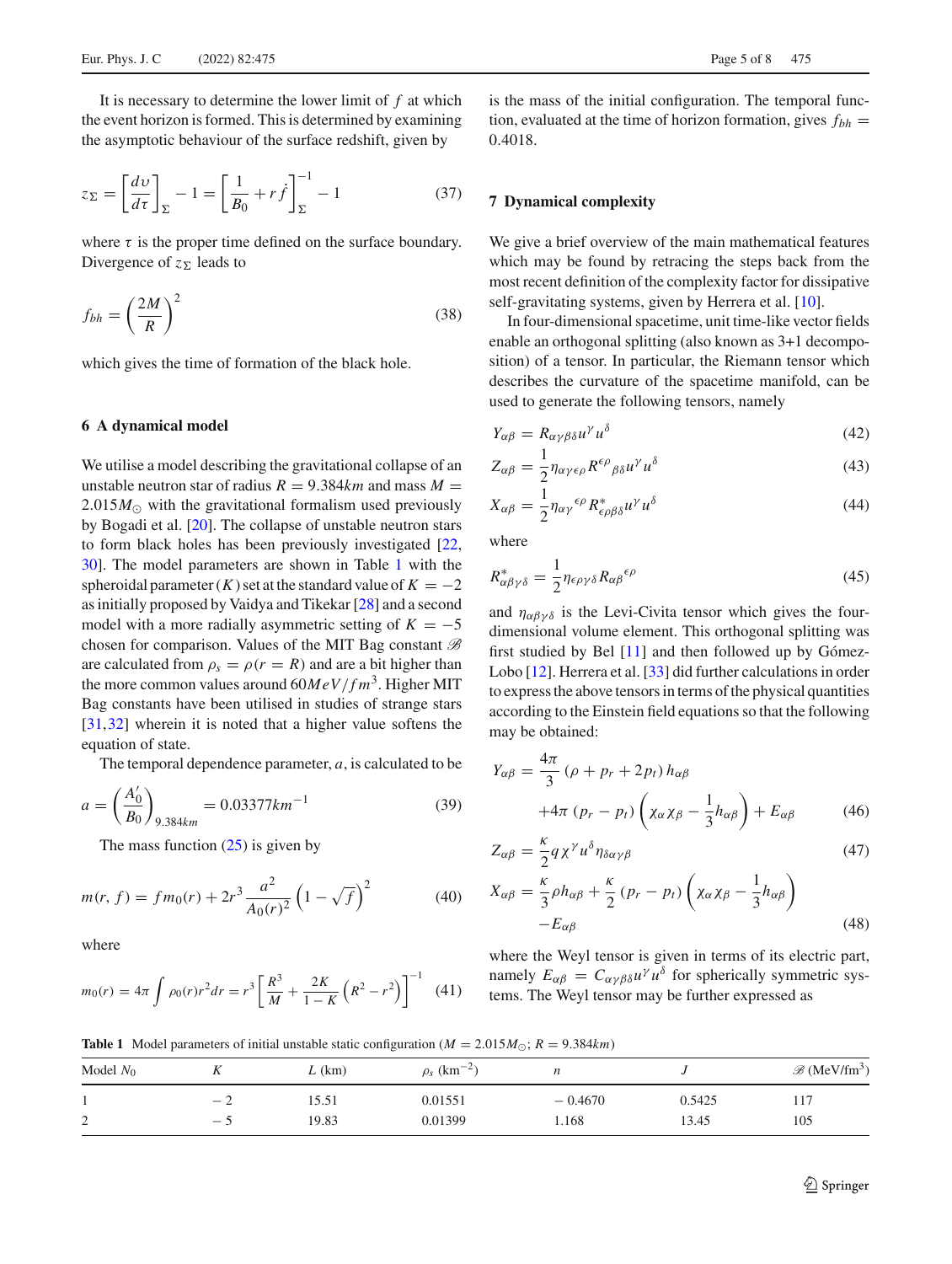It is necessary to determine the lower limit of $f$ at which the event horizon is formed. This is determined by examining the asymptotic behaviour of the surface redshift, given by

$$z_{\Sigma} = \left[\frac{d\upsilon}{d\tau}\right]_{\Sigma} - 1 = \left[\frac{1}{B_0} + r\dot{f}\right]_{\Sigma}^{-1} - 1 \tag{37}$$

where $\tau$ is the proper time defined on the surface boundary. Divergence of $z_{\Sigma}$ leads to

$$f_{bh} = \left(\frac{2M}{R}\right)^2 \tag{38}$$

which gives the time of formation of the black hole.

## 6 A dynamical model

We utilise a model describing the gravitational collapse of an unstable neutron star of radius $R = 9.384km$ and mass $M = 2.015M_{\odot}$ with the gravitational formalism used previously by Bogadi et al. [20]. The collapse of unstable neutron stars to form black holes has been previously investigated [22, 30]. The model parameters are shown in Table 1 with the spheroidal parameter ($K$) set at the standard value of $K = -2$ as initially proposed by Vaidya and Tikekar [28] and a second model with a more radially asymmetric setting of $K = -5$ chosen for comparison. Values of the MIT Bag constant $\mathscr{B}$ are calculated from $\rho_s = \rho(r = R)$ and are a bit higher than the more common values around $60MeV/fm^3$. Higher MIT Bag constants have been utilised in studies of strange stars [31,32] wherein it is noted that a higher value softens the equation of state.

The temporal dependence parameter, $a$, is calculated to be

$$a = \left(\frac{A_0'}{B_0}\right)_{9.384km} = 0.03377km^{-1} \tag{39}$$

The mass function (25) is given by

$$m(r, f) = f m_0(r) + 2r^3 \frac{a^2}{A_0(r)^2}\left(1 - \sqrt{f}\right)^2 \tag{40}$$

where

$$m_0(r) = 4\pi \int \rho_0(r) r^2 dr = r^3 \left[\frac{R^3}{M} + \frac{2K}{1-K}\left(R^2 - r^2\right)\right]^{-1} \tag{41}$$

is the mass of the initial configuration. The temporal function, evaluated at the time of horizon formation, gives $f_{bh} = 0.4018$.

## 7 Dynamical complexity

We give a brief overview of the main mathematical features which may be found by retracing the steps back from the most recent definition of the complexity factor for dissipative self-gravitating systems, given by Herrera et al. [10].

In four-dimensional spacetime, unit time-like vector fields enable an orthogonal splitting (also known as 3+1 decomposition) of a tensor. In particular, the Riemann tensor which describes the curvature of the spacetime manifold, can be used to generate the following tensors, namely

$$Y_{\alpha\beta} = R_{\alpha\gamma\beta\delta} u^{\gamma} u^{\delta} \tag{42}$$

$$Z_{\alpha\beta} = \frac{1}{2}\eta_{\alpha\gamma\epsilon\rho} R^{\epsilon\rho}{}_{\beta\delta} u^{\gamma} u^{\delta} \tag{43}$$

$$X_{\alpha\beta} = \frac{1}{2}\eta_{\alpha\gamma}{}^{\epsilon\rho} R^{*}_{\epsilon\rho\beta\delta} u^{\gamma} u^{\delta} \tag{44}$$

where

$$R^{*}_{\alpha\beta\gamma\delta} = \frac{1}{2}\eta_{\epsilon\rho\gamma\delta} R_{\alpha\beta}{}^{\epsilon\rho} \tag{45}$$

and $\eta_{\alpha\beta\gamma\delta}$ is the Levi-Civita tensor which gives the four-dimensional volume element. This orthogonal splitting was first studied by Bel [11] and then followed up by Gómez-Lobo [12]. Herrera et al. [33] did further calculations in order to express the above tensors in terms of the physical quantities according to the Einstein field equations so that the following may be obtained:

$$Y_{\alpha\beta} = \frac{4\pi}{3}\left(\rho + p_r + 2p_t\right) h_{\alpha\beta} + 4\pi\left(p_r - p_t\right)\left(\chi_{\alpha}\chi_{\beta} - \frac{1}{3}h_{\alpha\beta}\right) + E_{\alpha\beta} \tag{46}$$

$$Z_{\alpha\beta} = \frac{\kappa}{2} q \chi^{\gamma} u^{\delta} \eta_{\delta\alpha\gamma\beta} \tag{47}$$

$$X_{\alpha\beta} = \frac{\kappa}{3}\rho h_{\alpha\beta} + \frac{\kappa}{2}\left(p_r - p_t\right)\left(\chi_{\alpha}\chi_{\beta} - \frac{1}{3}h_{\alpha\beta}\right) - E_{\alpha\beta} \tag{48}$$

where the Weyl tensor is given in terms of its electric part, namely $E_{\alpha\beta} = C_{\alpha\gamma\beta\delta} u^{\gamma} u^{\delta}$ for spherically symmetric systems. The Weyl tensor may be further expressed as

**Table 1** Model parameters of initial unstable static configuration ($M = 2.015M_{\odot}$; $R = 9.384km$)

| Model $N_0$ | $K$ | $L$ (km) | $\rho_s$ (km$^{-2}$) | $n$ | $J$ | $\mathscr{B}$ (MeV/fm$^3$) |
|---|---|---|---|---|---|---|
| 1 | − 2 | 15.51 | 0.01551 | − 0.4670 | 0.5425 | 117 |
| 2 | − 5 | 19.83 | 0.01399 | 1.168 | 13.45 | 105 |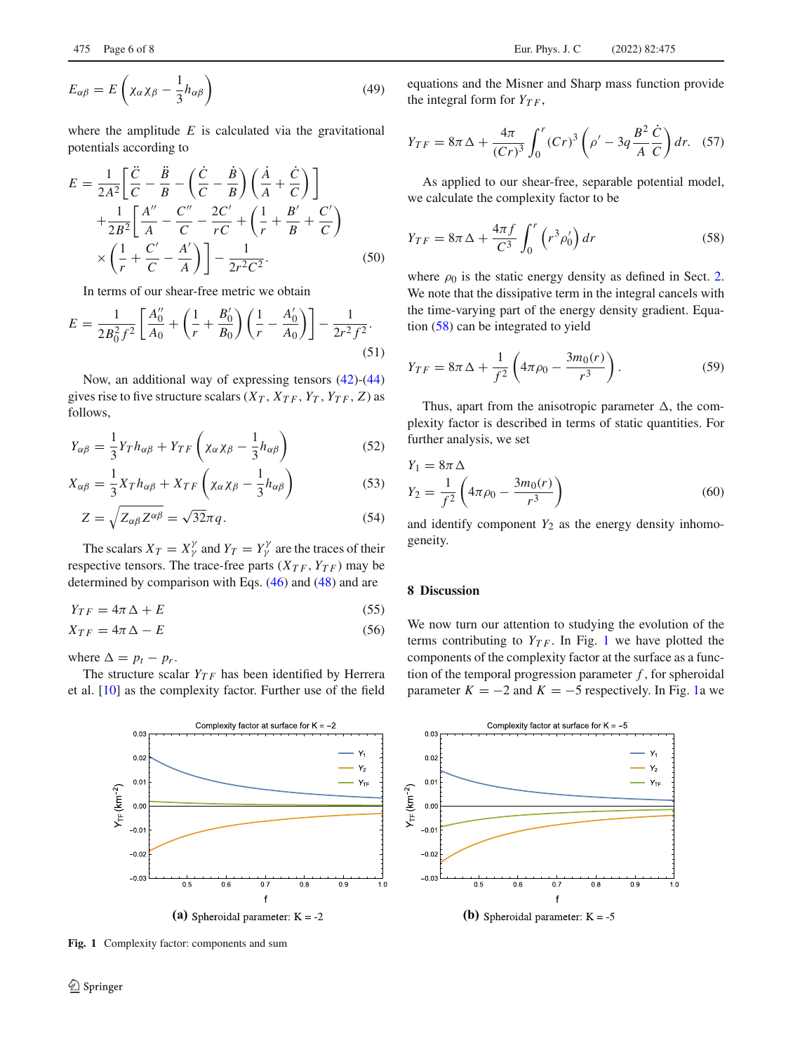$$E_{\alpha\beta} = E\left(\chi_\alpha\chi_\beta - \frac{1}{3}h_{\alpha\beta}\right) \tag{49}$$

where the amplitude $E$ is calculated via the gravitational potentials according to

$$E = \frac{1}{2A^2}\left[\frac{\ddot{C}}{C} - \frac{\ddot{B}}{B} - \left(\frac{\dot{C}}{C} - \frac{\dot{B}}{B}\right)\left(\frac{\dot{A}}{A} + \frac{\dot{C}}{C}\right)\right] + \frac{1}{2B^2}\left[\frac{A''}{A} - \frac{C''}{C} - \frac{2C'}{rC} + \left(\frac{1}{r} + \frac{B'}{B} + \frac{C'}{C}\right) \times \left(\frac{1}{r} + \frac{C'}{C} - \frac{A'}{A}\right)\right] - \frac{1}{2r^2C^2}. \tag{50}$$

In terms of our shear-free metric we obtain

$$E = \frac{1}{2B_0^2 f^2}\left[\frac{A_0''}{A_0} + \left(\frac{1}{r} + \frac{B_0'}{B_0}\right)\left(\frac{1}{r} - \frac{A_0'}{A_0}\right)\right] - \frac{1}{2r^2 f^2}. \tag{51}$$

Now, an additional way of expressing tensors (42)-(44) gives rise to five structure scalars ($X_T$, $X_{TF}$, $Y_T$, $Y_{TF}$, $Z$) as follows,

$$Y_{\alpha\beta} = \frac{1}{3}Y_T h_{\alpha\beta} + Y_{TF}\left(\chi_\alpha\chi_\beta - \frac{1}{3}h_{\alpha\beta}\right) \tag{52}$$

$$X_{\alpha\beta} = \frac{1}{3}X_T h_{\alpha\beta} + X_{TF}\left(\chi_\alpha\chi_\beta - \frac{1}{3}h_{\alpha\beta}\right) \tag{53}$$

$$Z = \sqrt{Z_{\alpha\beta}Z^{\alpha\beta}} = \sqrt{32\pi}q. \tag{54}$$

The scalars $X_T = X^\gamma_\gamma$ and $Y_T = Y^\gamma_\gamma$ are the traces of their respective tensors. The trace-free parts ($X_{TF}$, $Y_{TF}$) may be determined by comparison with Eqs. (46) and (48) and are

$$Y_{TF} = 4\pi\Delta + E \tag{55}$$

$$X_{TF} = 4\pi\Delta - E \tag{56}$$

where $\Delta = p_t - p_r$.

The structure scalar $Y_{TF}$ has been identified by Herrera et al. [10] as the complexity factor. Further use of the field equations and the Misner and Sharp mass function provide the integral form for $Y_{TF}$,

$$Y_{TF} = 8\pi\Delta + \frac{4\pi}{(Cr)^3}\int_0^r (Cr)^3\left(\rho' - 3q\frac{B^2}{A}\frac{\dot{C}}{C}\right)dr. \tag{57}$$

As applied to our shear-free, separable potential model, we calculate the complexity factor to be

$$Y_{TF} = 8\pi\Delta + \frac{4\pi f}{C^3}\int_0^r \left(r^3\rho_0'\right)dr \tag{58}$$

where $\rho_0$ is the static energy density as defined in Sect. 2. We note that the dissipative term in the integral cancels with the time-varying part of the energy density gradient. Equation (58) can be integrated to yield

$$Y_{TF} = 8\pi\Delta + \frac{1}{f^2}\left(4\pi\rho_0 - \frac{3m_0(r)}{r^3}\right). \tag{59}$$

Thus, apart from the anisotropic parameter $\Delta$, the complexity factor is described in terms of static quantities. For further analysis, we set

$$Y_1 = 8\pi\Delta$$
$$Y_2 = \frac{1}{f^2}\left(4\pi\rho_0 - \frac{3m_0(r)}{r^3}\right) \tag{60}$$

and identify component $Y_2$ as the energy density inhomogeneity.

## 8 Discussion

We now turn our attention to studying the evolution of the terms contributing to $Y_{TF}$. In Fig. 1 we have plotted the components of the complexity factor at the surface as a function of the temporal progression parameter $f$, for spheroidal parameter $K = -2$ and $K = -5$ respectively. In Fig. 1a we

**(a)** Spheroidal parameter: K = -2

**(b)** Spheroidal parameter: K = -5

**Fig. 1** Complexity factor: components and sum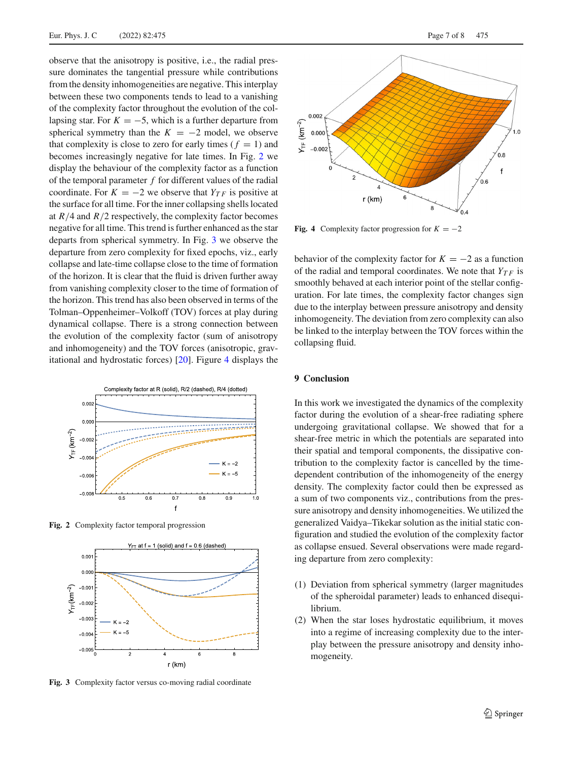observe that the anisotropy is positive, i.e., the radial pressure dominates the tangential pressure while contributions from the density inhomogeneities are negative. This interplay between these two components tends to lead to a vanishing of the complexity factor throughout the evolution of the collapsing star. For $K = -5$, which is a further departure from spherical symmetry than the $K = -2$ model, we observe that complexity is close to zero for early times ($f = 1$) and becomes increasingly negative for late times. In Fig. 2 we display the behaviour of the complexity factor as a function of the temporal parameter $f$ for different values of the radial coordinate. For $K = -2$ we observe that $Y_{TF}$ is positive at the surface for all time. For the inner collapsing shells located at $R/4$ and $R/2$ respectively, the complexity factor becomes negative for all time. This trend is further enhanced as the star departs from spherical symmetry. In Fig. 3 we observe the departure from zero complexity for fixed epochs, viz., early collapse and late-time collapse close to the time of formation of the horizon. It is clear that the fluid is driven further away from vanishing complexity closer to the time of formation of the horizon. This trend has also been observed in terms of the Tolman–Oppenheimer–Volkoff (TOV) forces at play during dynamical collapse. There is a strong connection between the evolution of the complexity factor (sum of anisotropy and inhomogeneity) and the TOV forces (anisotropic, gravitational and hydrostatic forces) [20]. Figure 4 displays the behavior of the complexity factor for $K = -2$ as a function of the radial and temporal coordinates. We note that $Y_{TF}$ is smoothly behaved at each interior point of the stellar configuration. For late times, the complexity factor changes sign due to the interplay between pressure anisotropy and density inhomogeneity. The deviation from zero complexity can also be linked to the interplay between the TOV forces within the collapsing fluid.

**Fig. 2** Complexity factor temporal progression

**Fig. 3** Complexity factor versus co-moving radial coordinate

**Fig. 4** Complexity factor progression for $K = -2$

## 9 Conclusion

In this work we investigated the dynamics of the complexity factor during the evolution of a shear-free radiating sphere undergoing gravitational collapse. We showed that for a shear-free metric in which the potentials are separated into their spatial and temporal components, the dissipative contribution to the complexity factor is cancelled by the time-dependent contribution of the inhomogeneity of the energy density. The complexity factor could then be expressed as a sum of two components viz., contributions from the pressure anisotropy and density inhomogeneities. We utilized the generalized Vaidya–Tikekar solution as the initial static configuration and studied the evolution of the complexity factor as collapse ensued. Several observations were made regarding departure from zero complexity:

(1) Deviation from spherical symmetry (larger magnitudes of the spheroidal parameter) leads to enhanced disequilibrium.
(2) When the star loses hydrostatic equilibrium, it moves into a regime of increasing complexity due to the interplay between the pressure anisotropy and density inhomogeneity.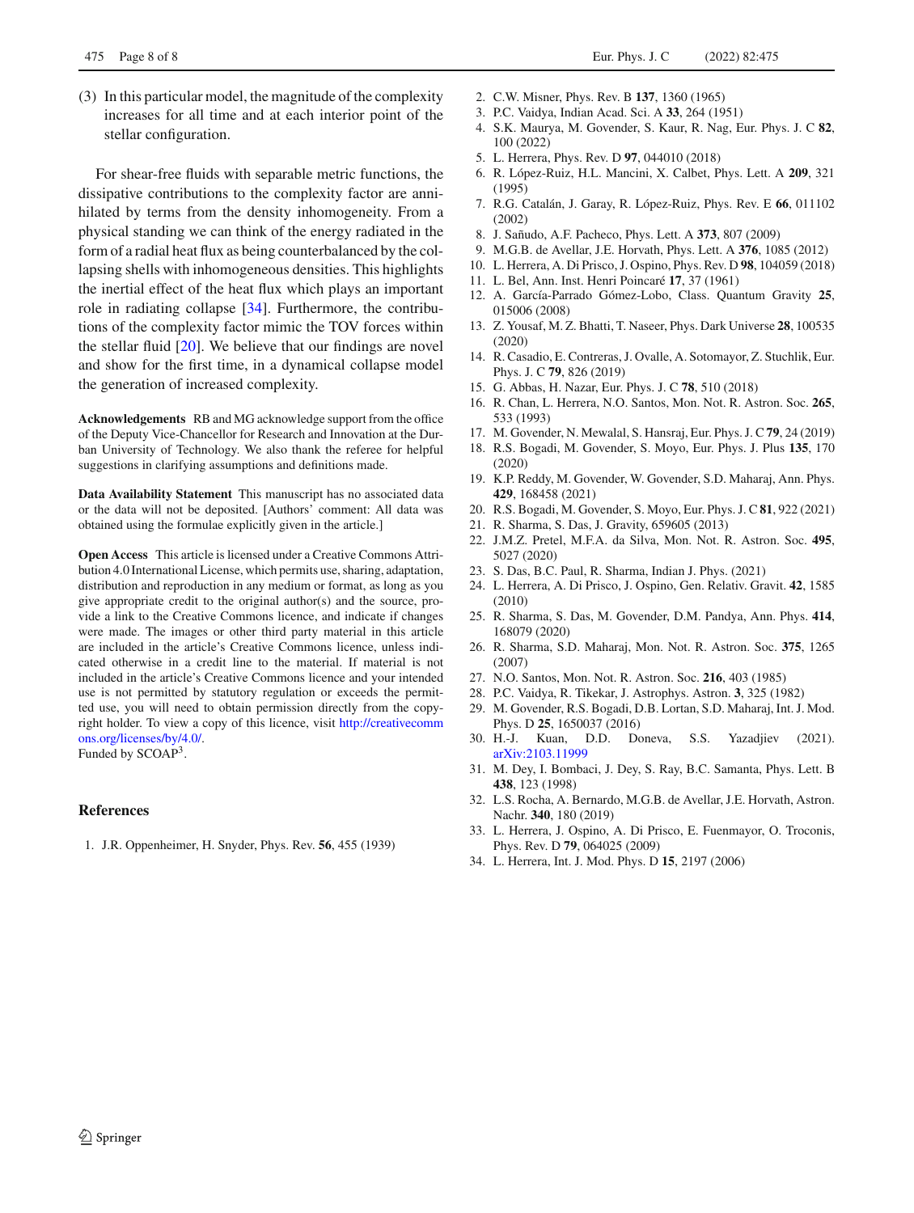(3) In this particular model, the magnitude of the complexity increases for all time and at each interior point of the stellar configuration.

For shear-free fluids with separable metric functions, the dissipative contributions to the complexity factor are annihilated by terms from the density inhomogeneity. From a physical standing we can think of the energy radiated in the form of a radial heat flux as being counterbalanced by the collapsing shells with inhomogeneous densities. This highlights the inertial effect of the heat flux which plays an important role in radiating collapse [34]. Furthermore, the contributions of the complexity factor mimic the TOV forces within the stellar fluid [20]. We believe that our findings are novel and show for the first time, in a dynamical collapse model the generation of increased complexity.

**Acknowledgements** RB and MG acknowledge support from the office of the Deputy Vice-Chancellor for Research and Innovation at the Durban University of Technology. We also thank the referee for helpful suggestions in clarifying assumptions and definitions made.

**Data Availability Statement** This manuscript has no associated data or the data will not be deposited. [Authors' comment: All data was obtained using the formulae explicitly given in the article.]

**Open Access** This article is licensed under a Creative Commons Attribution 4.0 International License, which permits use, sharing, adaptation, distribution and reproduction in any medium or format, as long as you give appropriate credit to the original author(s) and the source, provide a link to the Creative Commons licence, and indicate if changes were made. The images or other third party material in this article are included in the article's Creative Commons licence, unless indicated otherwise in a credit line to the material. If material is not included in the article's Creative Commons licence and your intended use is not permitted by statutory regulation or exceeds the permitted use, you will need to obtain permission directly from the copyright holder. To view a copy of this licence, visit http://creativecommons.org/licenses/by/4.0/.
Funded by SCOAP[3].

## References

1. J.R. Oppenheimer, H. Snyder, Phys. Rev. **56**, 455 (1939)
2. C.W. Misner, Phys. Rev. B **137**, 1360 (1965)
3. P.C. Vaidya, Indian Acad. Sci. A **33**, 264 (1951)
4. S.K. Maurya, M. Govender, S. Kaur, R. Nag, Eur. Phys. J. C **82**, 100 (2022)
5. L. Herrera, Phys. Rev. D **97**, 044010 (2018)
6. R. López-Ruiz, H.L. Mancini, X. Calbet, Phys. Lett. A **209**, 321 (1995)
7. R.G. Catalán, J. Garay, R. López-Ruiz, Phys. Rev. E **66**, 011102 (2002)
8. J. Sañudo, A.F. Pacheco, Phys. Lett. A **373**, 807 (2009)
9. M.G.B. de Avellar, J.E. Horvath, Phys. Lett. A **376**, 1085 (2012)
10. L. Herrera, A. Di Prisco, J. Ospino, Phys. Rev. D **98**, 104059 (2018)
11. L. Bel, Ann. Inst. Henri Poincaré **17**, 37 (1961)
12. A. García-Parrado Gómez-Lobo, Class. Quantum Gravity **25**, 015006 (2008)
13. Z. Yousaf, M. Z. Bhatti, T. Naseer, Phys. Dark Universe **28**, 100535 (2020)
14. R. Casadio, E. Contreras, J. Ovalle, A. Sotomayor, Z. Stuchlik, Eur. Phys. J. C **79**, 826 (2019)
15. G. Abbas, H. Nazar, Eur. Phys. J. C **78**, 510 (2018)
16. R. Chan, L. Herrera, N.O. Santos, Mon. Not. R. Astron. Soc. **265**, 533 (1993)
17. M. Govender, N. Mewalal, S. Hansraj, Eur. Phys. J. C **79**, 24 (2019)
18. R.S. Bogadi, M. Govender, S. Moyo, Eur. Phys. J. Plus **135**, 170 (2020)
19. K.P. Reddy, M. Govender, W. Govender, S.D. Maharaj, Ann. Phys. **429**, 168458 (2021)
20. R.S. Bogadi, M. Govender, S. Moyo, Eur. Phys. J. C **81**, 922 (2021)
21. R. Sharma, S. Das, J. Gravity, 659605 (2013)
22. J.M.Z. Pretel, M.F.A. da Silva, Mon. Not. R. Astron. Soc. **495**, 5027 (2020)
23. S. Das, B.C. Paul, R. Sharma, Indian J. Phys. (2021)
24. L. Herrera, A. Di Prisco, J. Ospino, Gen. Relativ. Gravit. **42**, 1585 (2010)
25. R. Sharma, S. Das, M. Govender, D.M. Pandya, Ann. Phys. **414**, 168079 (2020)
26. R. Sharma, S.D. Maharaj, Mon. Not. R. Astron. Soc. **375**, 1265 (2007)
27. N.O. Santos, Mon. Not. R. Astron. Soc. **216**, 403 (1985)
28. P.C. Vaidya, R. Tikekar, J. Astrophys. Astron. **3**, 325 (1982)
29. M. Govender, R.S. Bogadi, D.B. Lortan, S.D. Maharaj, Int. J. Mod. Phys. D **25**, 1650037 (2016)
30. H.-J. Kuan, D.D. Doneva, S.S. Yazadjiev (2021). arXiv:2103.11999
31. M. Dey, I. Bombaci, J. Dey, S. Ray, B.C. Samanta, Phys. Lett. B **438**, 123 (1998)
32. L.S. Rocha, A. Bernardo, M.G.B. de Avellar, J.E. Horvath, Astron. Nachr. **340**, 180 (2019)
33. L. Herrera, J. Ospino, A. Di Prisco, E. Fuenmayor, O. Troconis, Phys. Rev. D **79**, 064025 (2009)
34. L. Herrera, Int. J. Mod. Phys. D **15**, 2197 (2006)